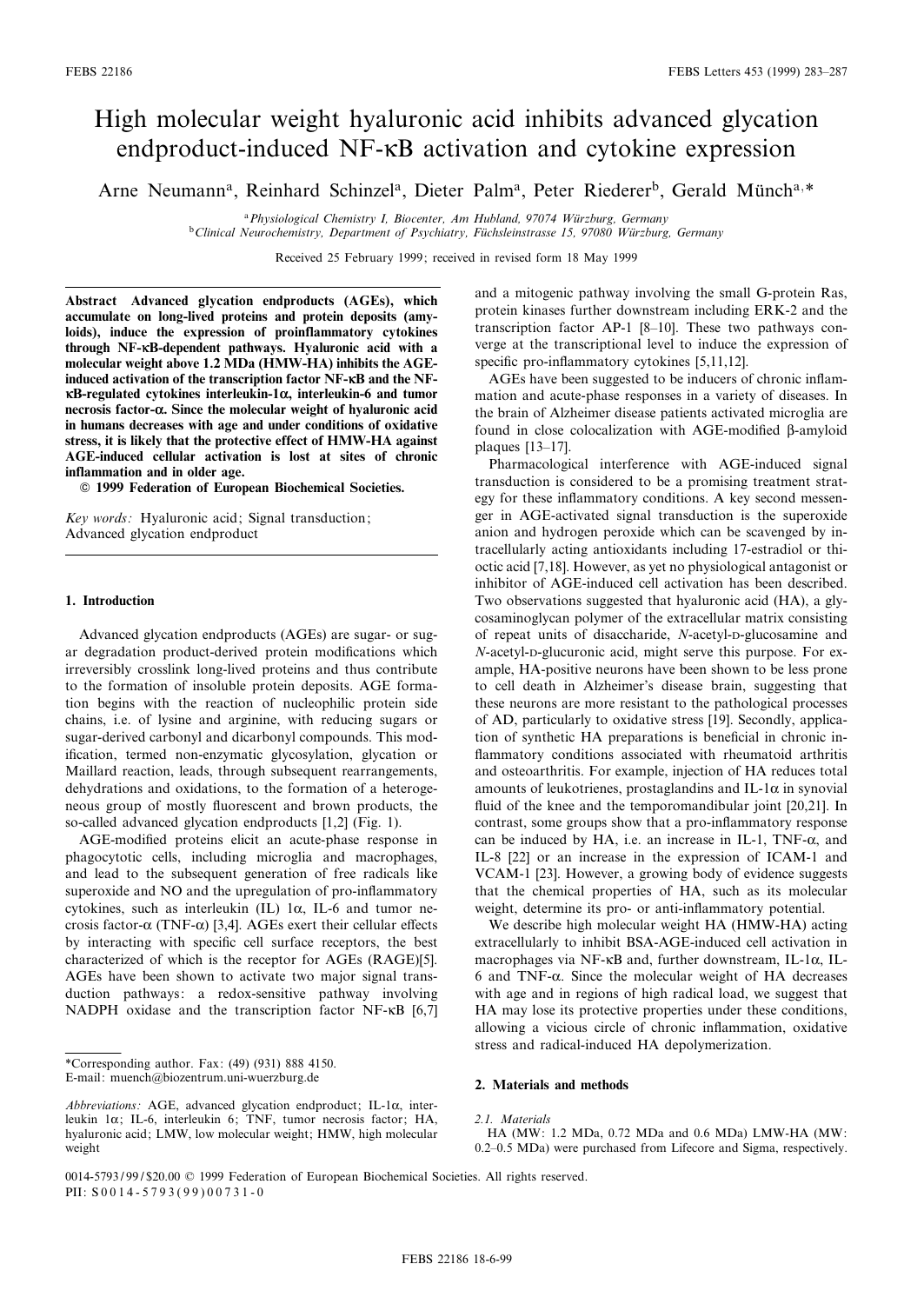# High molecular weight hyaluronic acid inhibits advanced glycation endproduct-induced NF-κB activation and cytokine expression

Arne Neumann[a], Reinhard Schinzel[a], Dieter Palm[a], Peter Riederer[b], Gerald Münch[a,*]

[a] Physiological Chemistry I, Biocenter, Am Hubland, 97074 Würzburg, Germany
[b] Clinical Neurochemistry, Department of Psychiatry, Füchsleinstrasse 15, 97080 Würzburg, Germany

Received 25 February 1999; received in revised form 18 May 1999

**Abstract** Advanced glycation endproducts (AGEs), which accumulate on long-lived proteins and protein deposits (amyloids), induce the expression of proinflammatory cytokines through NF-κB-dependent pathways. Hyaluronic acid with a molecular weight above 1.2 MDa (HMW-HA) inhibits the AGE-induced activation of the transcription factor NF-κB and the NF-κB-regulated cytokines interleukin-1α, interleukin-6 and tumor necrosis factor-α. Since the molecular weight of hyaluronic acid in humans decreases with age and under conditions of oxidative stress, it is likely that the protective effect of HMW-HA against AGE-induced cellular activation is lost at sites of chronic inflammation and in older age.

© 1999 Federation of European Biochemical Societies.

*Key words:* Hyaluronic acid; Signal transduction; Advanced glycation endproduct

## 1. Introduction

Advanced glycation endproducts (AGEs) are sugar- or sugar degradation product-derived protein modifications which irreversibly crosslink long-lived proteins and thus contribute to the formation of insoluble protein deposits. AGE formation begins with the reaction of nucleophilic protein side chains, i.e. of lysine and arginine, with reducing sugars or sugar-derived carbonyl and dicarbonyl compounds. This modification, termed non-enzymatic glycosylation, glycation or Maillard reaction, leads, through subsequent rearrangements, dehydrations and oxidations, to the formation of a heterogeneous group of mostly fluorescent and brown products, the so-called advanced glycation endproducts [1,2] (Fig. 1).

AGE-modified proteins elicit an acute-phase response in phagocytotic cells, including microglia and macrophages, and lead to the subsequent generation of free radicals like superoxide and NO and the upregulation of pro-inflammatory cytokines, such as interleukin (IL) 1α, IL-6 and tumor necrosis factor-α (TNF-α) [3,4]. AGEs exert their cellular effects by interacting with specific cell surface receptors, the best characterized of which is the receptor for AGEs (RAGE)[5]. AGEs have been shown to activate two major signal transduction pathways: a redox-sensitive pathway involving NADPH oxidase and the transcription factor NF-κB [6,7] and a mitogenic pathway involving the small G-protein Ras, protein kinases further downstream including ERK-2 and the transcription factor AP-1 [8–10]. These two pathways converge at the transcriptional level to induce the expression of specific pro-inflammatory cytokines [5,11,12].

AGEs have been suggested to be inducers of chronic inflammation and acute-phase responses in a variety of diseases. In the brain of Alzheimer disease patients activated microglia are found in close colocalization with AGE-modified β-amyloid plaques [13–17].

Pharmacological interference with AGE-induced signal transduction is considered to be a promising treatment strategy for these inflammatory conditions. A key second messenger in AGE-activated signal transduction is the superoxide anion and hydrogen peroxide which can be scavenged by intracellularly acting antioxidants including 17-estradiol or thioctic acid [7,18]. However, as yet no physiological antagonist or inhibitor of AGE-induced cell activation has been described. Two observations suggested that hyaluronic acid (HA), a glycosaminoglycan polymer of the extracellular matrix consisting of repeat units of disaccharide, *N*-acetyl-D-glucosamine and *N*-acetyl-D-glucuronic acid, might serve this purpose. For example, HA-positive neurons have been shown to be less prone to cell death in Alzheimer's disease brain, suggesting that these neurons are more resistant to the pathological processes of AD, particularly to oxidative stress [19]. Secondly, application of synthetic HA preparations is beneficial in chronic inflammatory conditions associated with rheumatoid arthritis and osteoarthritis. For example, injection of HA reduces total amounts of leukotrienes, prostaglandins and IL-1α in synovial fluid of the knee and the temporomandibular joint [20,21]. In contrast, some groups show that a pro-inflammatory response can be induced by HA, i.e. an increase in IL-1, TNF-α, and IL-8 [22] or an increase in the expression of ICAM-1 and VCAM-1 [23]. However, a growing body of evidence suggests that the chemical properties of HA, such as its molecular weight, determine its pro- or anti-inflammatory potential.

We describe high molecular weight HA (HMW-HA) acting extracellularly to inhibit BSA-AGE-induced cell activation in macrophages via NF-κB and, further downstream, IL-1α, IL-6 and TNF-α. Since the molecular weight of HA decreases with age and in regions of high radical load, we suggest that HA may lose its protective properties under these conditions, allowing a vicious circle of chronic inflammation, oxidative stress and radical-induced HA depolymerization.

## 2. Materials and methods

### 2.1. Materials

HA (MW: 1.2 MDa, 0.72 MDa and 0.6 MDa) LMW-HA (MW: 0.2–0.5 MDa) were purchased from Lifecore and Sigma, respectively.

*Corresponding author. Fax: (49) (931) 888 4150.
E-mail: muench@biozentrum.uni-wuerzburg.de

*Abbreviations:* AGE, advanced glycation endproduct; IL-1α, interleukin 1α; IL-6, interleukin 6; TNF, tumor necrosis factor; HA, hyaluronic acid; LMW, low molecular weight; HMW, high molecular weight

0014-5793/99/$20.00 © 1999 Federation of European Biochemical Societies. All rights reserved.
PII: S0014-5793(99)00731-0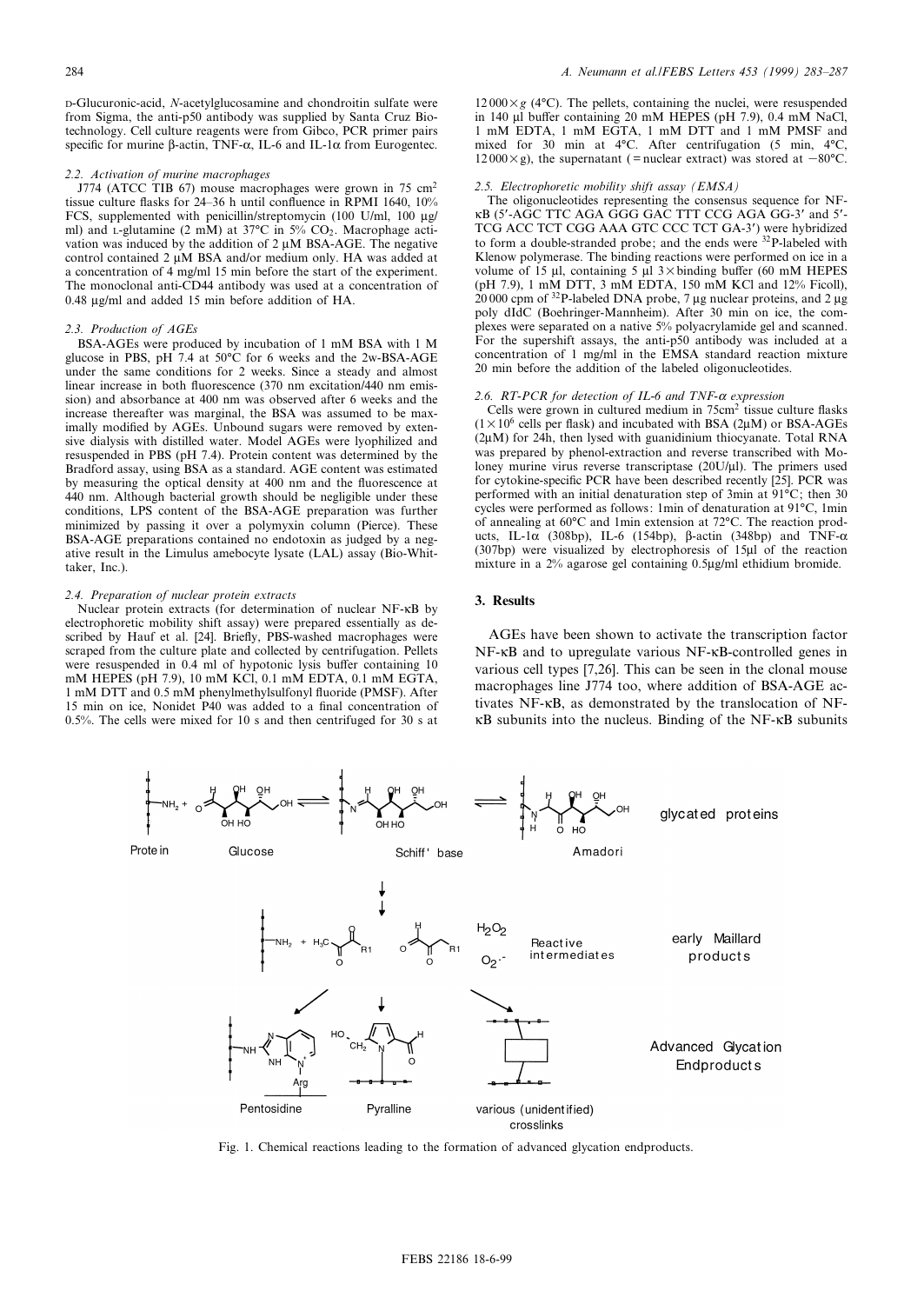D-Glucuronic-acid, *N*-acetylglucosamine and chondroitin sulfate were from Sigma, the anti-p50 antibody was supplied by Santa Cruz Biotechnology. Cell culture reagents were from Gibco, PCR primer pairs specific for murine β-actin, TNF-α, IL-6 and IL-1α from Eurogentec.

### 2.2. Activation of murine macrophages

J774 (ATCC TIB 67) mouse macrophages were grown in 75 $cm^2$ tissue culture flasks for 24–36 h until confluence in RPMI 1640, 10% FCS, supplemented with penicillin/streptomycin (100 U/ml, 100 μg/ml) and L-glutamine (2 mM) at 37°C in 5% $CO_2$. Macrophage activation was induced by the addition of 2 μM BSA-AGE. The negative control contained 2 μM BSA and/or medium only. HA was added at a concentration of 4 mg/ml 15 min before the start of the experiment. The monoclonal anti-CD44 antibody was used at a concentration of 0.48 μg/ml and added 15 min before addition of HA.

### 2.3. Production of AGEs

BSA-AGEs were produced by incubation of 1 mM BSA with 1 M glucose in PBS, pH 7.4 at 50°C for 6 weeks and the 2w-BSA-AGE under the same conditions for 2 weeks. Since a steady and almost linear increase in both fluorescence (370 nm excitation/440 nm emission) and absorbance at 400 nm was observed after 6 weeks and the increase thereafter was marginal, the BSA was assumed to be maximally modified by AGEs. Unbound sugars were removed by extensive dialysis with distilled water. Model AGEs were lyophilized and resuspended in PBS (pH 7.4). Protein content was determined by the Bradford assay, using BSA as a standard. AGE content was estimated by measuring the optical density at 400 nm and the fluorescence at 440 nm. Although bacterial growth should be negligible under these conditions, LPS content of the BSA-AGE preparation was further minimized by passing it over a polymyxin column (Pierce). These BSA-AGE preparations contained no endotoxin as judged by a negative result in the Limulus amebocyte lysate (LAL) assay (Bio-Whittaker, Inc.).

### 2.4. Preparation of nuclear protein extracts

Nuclear protein extracts (for determination of nuclear NF-κB by electrophoretic mobility shift assay) were prepared essentially as described by Hauf et al. [24]. Briefly, PBS-washed macrophages were scraped from the culture plate and collected by centrifugation. Pellets were resuspended in 0.4 ml of hypotonic lysis buffer containing 10 mM HEPES (pH 7.9), 10 mM KCl, 0.1 mM EDTA, 0.1 mM EGTA, 1 mM DTT and 0.5 mM phenylmethylsulfonyl fluoride (PMSF). After 15 min on ice, Nonidet P40 was added to a final concentration of 0.5%. The cells were mixed for 10 s and then centrifuged for 30 s at 12 000 × *g* (4°C). The pellets, containing the nuclei, were resuspended in 140 μl buffer containing 20 mM HEPES (pH 7.9), 0.4 mM NaCl, 1 mM EDTA, 1 mM EGTA, 1 mM DTT and 1 mM PMSF and mixed for 30 min at 4°C. After centrifugation (5 min, 4°C, 12 000 × g), the supernatant (= nuclear extract) was stored at −80°C.

### 2.5. Electrophoretic mobility shift assay (EMSA)

The oligonucleotides representing the consensus sequence for NF-κB (5′-AGC TTC AGA GGG GAC TTT CCG AGA GG-3′ and 5′-TCG ACC TCT CGG AAA GTC CCC TCT GA-3′) were hybridized to form a double-stranded probe; and the ends were $^{32}$P-labeled with Klenow polymerase. The binding reactions were performed on ice in a volume of 15 μl, containing 5 μl 3 × binding buffer (60 mM HEPES (pH 7.9), 1 mM DTT, 3 mM EDTA, 150 mM KCl and 12% Ficoll), 20 000 cpm of $^{32}$P-labeled DNA probe, 7 μg nuclear proteins, and 2 μg poly dIdC (Boehringer-Mannheim). After 30 min on ice, the complexes were separated on a native 5% polyacrylamide gel and scanned. For the supershift assays, the anti-p50 antibody was included at a concentration of 1 mg/ml in the EMSA standard reaction mixture 20 min before the addition of the labeled oligonucleotides.

### 2.6. RT-PCR for detection of IL-6 and TNF-α expression

Cells were grown in cultured medium in 75$cm^2$ tissue culture flasks ($1 \times 10^6$ cells per flask) and incubated with BSA (2μM) or BSA-AGEs (2μM) for 24h, then lysed with guanidinium thiocyanate. Total RNA was prepared by phenol-extraction and reverse transcribed with Moloney murine virus reverse transcriptase (20U/μl). The primers used for cytokine-specific PCR have been described recently [25]. PCR was performed with an initial denaturation step of 3min at 91°C; then 30 cycles were performed as follows: 1min of denaturation at 91°C, 1min of annealing at 60°C and 1min extension at 72°C. The reaction products, IL-1α (308bp), IL-6 (154bp), β-actin (348bp) and TNF-α (307bp) were visualized by electrophoresis of 15μl of the reaction mixture in a 2% agarose gel containing 0.5μg/ml ethidium bromide.

## 3. Results

AGEs have been shown to activate the transcription factor NF-κB and to upregulate various NF-κB-controlled genes in various cell types [7,26]. This can be seen in the clonal mouse macrophages line J774 too, where addition of BSA-AGE activates NF-κB, as demonstrated by the translocation of NF-κB subunits into the nucleus. Binding of the NF-κB subunits

Protein
Glucose
Schiff' base
Amadori
glycated proteins
$H_2O_2$
$O_2^{\cdot -}$
Reactive intermediates
early Maillard products
Pentosidine
Pyralline
various (unidentified) crosslinks
Advanced Glycation Endproducts

Fig. 1. Chemical reactions leading to the formation of advanced glycation endproducts.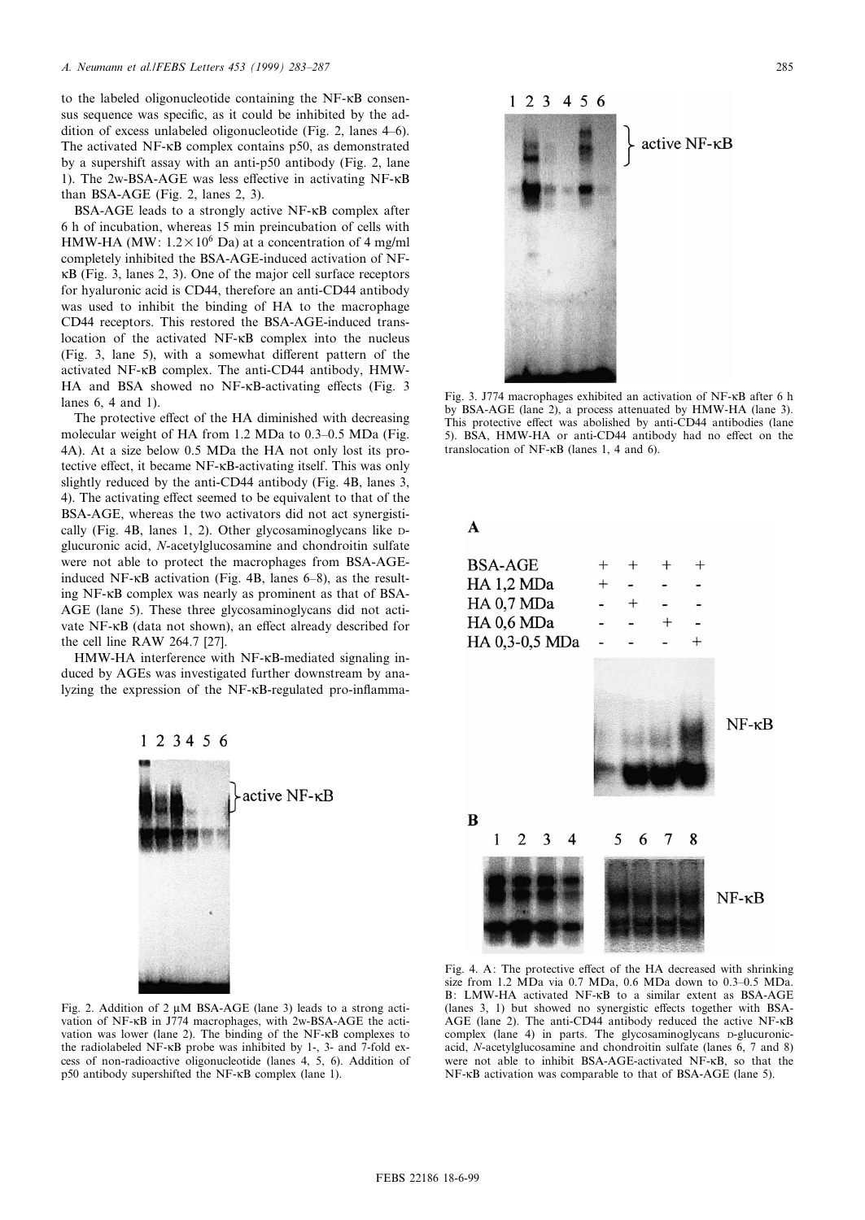to the labeled oligonucleotide containing the NF-κB consensus sequence was specific, as it could be inhibited by the addition of excess unlabeled oligonucleotide (Fig. 2, lanes 4–6). The activated NF-κB complex contains p50, as demonstrated by a supershift assay with an anti-p50 antibody (Fig. 2, lane 1). The 2w-BSA-AGE was less effective in activating NF-κB than BSA-AGE (Fig. 2, lanes 2, 3).

BSA-AGE leads to a strongly active NF-κB complex after 6 h of incubation, whereas 15 min preincubation of cells with HMW-HA (MW: $1.2\times10^6$ Da) at a concentration of 4 mg/ml completely inhibited the BSA-AGE-induced activation of NF-κB (Fig. 3, lanes 2, 3). One of the major cell surface receptors for hyaluronic acid is CD44, therefore an anti-CD44 antibody was used to inhibit the binding of HA to the macrophage CD44 receptors. This restored the BSA-AGE-induced translocation of the activated NF-κB complex into the nucleus (Fig. 3, lane 5), with a somewhat different pattern of the activated NF-κB complex. The anti-CD44 antibody, HMW-HA and BSA showed no NF-κB-activating effects (Fig. 3 lanes 6, 4 and 1).

The protective effect of the HA diminished with decreasing molecular weight of HA from 1.2 MDa to 0.3–0.5 MDa (Fig. 4A). At a size below 0.5 MDa the HA not only lost its protective effect, it became NF-κB-activating itself. This was only slightly reduced by the anti-CD44 antibody (Fig. 4B, lanes 3, 4). The activating effect seemed to be equivalent to that of the BSA-AGE, whereas the two activators did not act synergistically (Fig. 4B, lanes 1, 2). Other glycosaminoglycans like D-glucuronic acid, *N*-acetylglucosamine and chondroitin sulfate were not able to protect the macrophages from BSA-AGE-induced NF-κB activation (Fig. 4B, lanes 6–8), as the resulting NF-κB complex was nearly as prominent as that of BSA-AGE (lane 5). These three glycosaminoglycans did not activate NF-κB (data not shown), an effect already described for the cell line RAW 264.7 [27].

HMW-HA interference with NF-κB-mediated signaling induced by AGEs was investigated further downstream by analyzing the expression of the NF-κB-regulated pro-inflamma-

1 2 3 4 5 6

active NF-κB

Fig. 2. Addition of 2 μM BSA-AGE (lane 3) leads to a strong activation of NF-κB in J774 macrophages, with 2w-BSA-AGE the activation was lower (lane 2). The binding of the NF-κB complexes to the radiolabeled NF-κB probe was inhibited by 1-, 3- and 7-fold excess of non-radioactive oligonucleotide (lanes 4, 5, 6). Addition of p50 antibody supershifted the NF-κB complex (lane 1).

1 2 3 4 5 6

active NF-κB

Fig. 3. J774 macrophages exhibited an activation of NF-κB after 6 h by BSA-AGE (lane 2), a process attenuated by HMW-HA (lane 3). This protective effect was abolished by anti-CD44 antibodies (lane 5). BSA, HMW-HA or anti-CD44 antibody had no effect on the translocation of NF-κB (lanes 1, 4 and 6).

A

BSA-AGE + + + +
HA 1,2 MDa + - - -
HA 0,7 MDa - + - -
HA 0,6 MDa - - + -
HA 0,3-0,5 MDa - - - +

NF-κB

B

1 2 3 4 5 6 7 8

NF-κB

Fig. 4. A: The protective effect of the HA decreased with shrinking size from 1.2 MDa via 0.7 MDa, 0.6 MDa down to 0.3–0.5 MDa. B: LMW-HA activated NF-κB to a similar extent as BSA-AGE (lanes 3, 1) but showed no synergistic effects together with BSA-AGE (lane 2). The anti-CD44 antibody reduced the active NF-κB complex (lane 4) in parts. The glycosaminoglycans D-glucuronic-acid, *N*-acetylglucosamine and chondroitin sulfate (lanes 6, 7 and 8) were not able to inhibit BSA-AGE-activated NF-κB, so that the NF-κB activation was comparable to that of BSA-AGE (lane 5).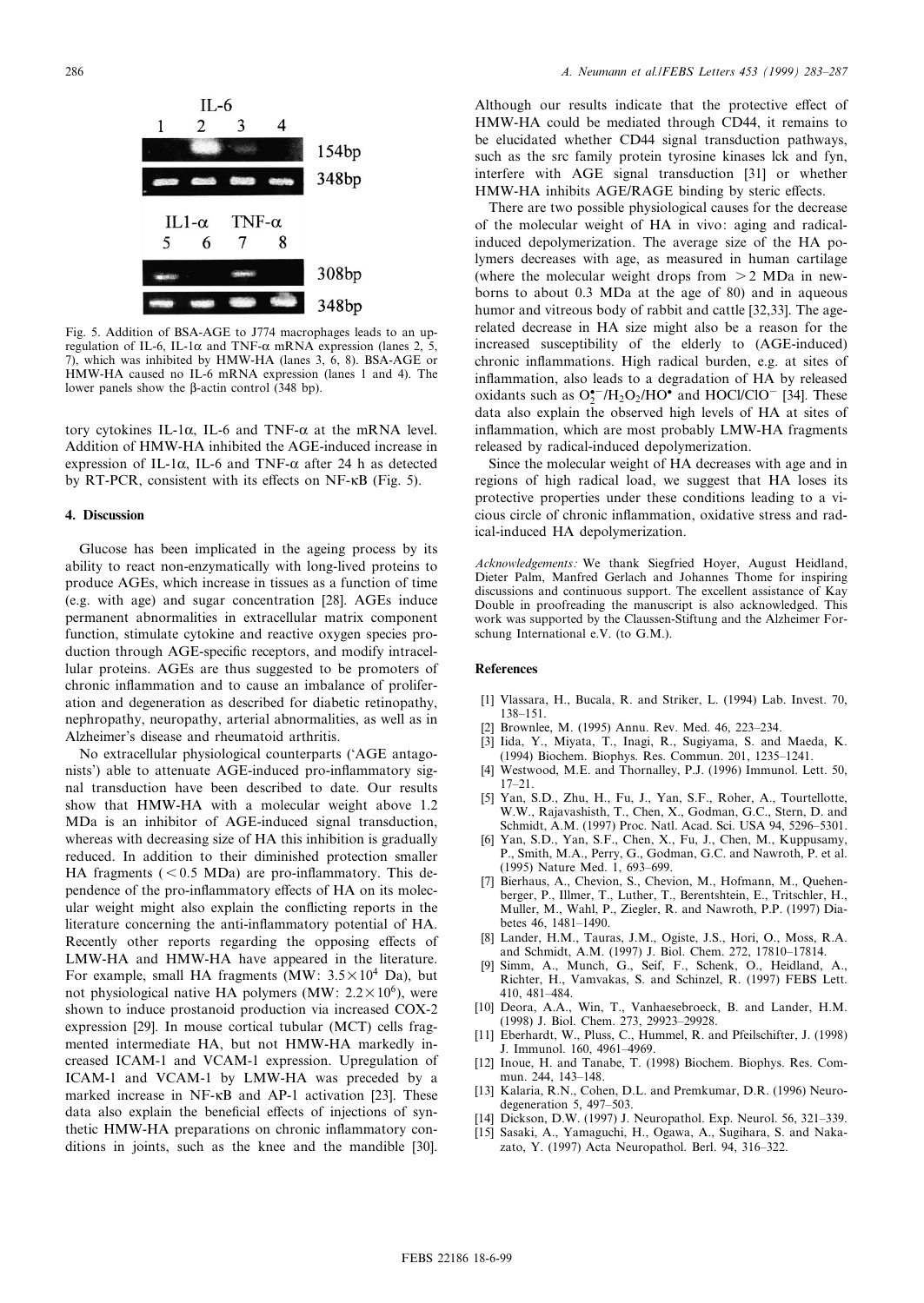IL-6

1 2 3 4

154bp

348bp

IL1-α TNF-α

5 6 7 8

308bp

348bp

Fig. 5. Addition of BSA-AGE to J774 macrophages leads to an up-regulation of IL-6, IL-1α and TNF-α mRNA expression (lanes 2, 5, 7), which was inhibited by HMW-HA (lanes 3, 6, 8). BSA-AGE or HMW-HA caused no IL-6 mRNA expression (lanes 1 and 4). The lower panels show the β-actin control (348 bp).

tory cytokines IL-1α, IL-6 and TNF-α at the mRNA level. Addition of HMW-HA inhibited the AGE-induced increase in expression of IL-1α, IL-6 and TNF-α after 24 h as detected by RT-PCR, consistent with its effects on NF-κB (Fig. 5).

## 4. Discussion

Glucose has been implicated in the ageing process by its ability to react non-enzymatically with long-lived proteins to produce AGEs, which increase in tissues as a function of time (e.g. with age) and sugar concentration [28]. AGEs induce permanent abnormalities in extracellular matrix component function, stimulate cytokine and reactive oxygen species production through AGE-specific receptors, and modify intracellular proteins. AGEs are thus suggested to be promoters of chronic inflammation and to cause an imbalance of proliferation and degeneration as described for diabetic retinopathy, nephropathy, neuropathy, arterial abnormalities, as well as in Alzheimer's disease and rheumatoid arthritis.

No extracellular physiological counterparts ('AGE antagonists') able to attenuate AGE-induced pro-inflammatory signal transduction have been described to date. Our results show that HMW-HA with a molecular weight above 1.2 MDa is an inhibitor of AGE-induced signal transduction, whereas with decreasing size of HA this inhibition is gradually reduced. In addition to their diminished protection smaller HA fragments (< 0.5 MDa) are pro-inflammatory. This dependence of the pro-inflammatory effects of HA on its molecular weight might also explain the conflicting reports in the literature concerning the anti-inflammatory potential of HA. Recently other reports regarding the opposing effects of LMW-HA and HMW-HA have appeared in the literature. For example, small HA fragments (MW: $3.5 \times 10^4$ Da), but not physiological native HA polymers (MW: $2.2 \times 10^6$), were shown to induce prostanoid production via increased COX-2 expression [29]. In mouse cortical tubular (MCT) cells fragmented intermediate HA, but not HMW-HA markedly increased ICAM-1 and VCAM-1 expression. Upregulation of ICAM-1 and VCAM-1 by LMW-HA was preceded by a marked increase in NF-κB and AP-1 activation [23]. These data also explain the beneficial effects of injections of synthetic HMW-HA preparations on chronic inflammatory conditions in joints, such as the knee and the mandible [30]. Although our results indicate that the protective effect of HMW-HA could be mediated through CD44, it remains to be elucidated whether CD44 signal transduction pathways, such as the src family protein tyrosine kinases lck and fyn, interfere with AGE signal transduction [31] or whether HMW-HA inhibits AGE/RAGE binding by steric effects.

There are two possible physiological causes for the decrease of the molecular weight of HA in vivo: aging and radical-induced depolymerization. The average size of the HA polymers decreases with age, as measured in human cartilage (where the molecular weight drops from > 2 MDa in newborns to about 0.3 MDa at the age of 80) and in aqueous humor and vitreous body of rabbit and cattle [32,33]. The age-related decrease in HA size might also be a reason for the increased susceptibility of the elderly to (AGE-induced) chronic inflammations. High radical burden, e.g. at sites of inflammation, also leads to a degradation of HA by released oxidants such as $O_2^{\bullet -}/H_2O_2/HO^{\bullet}$ and $HOCl/ClO^-$ [34]. These data also explain the observed high levels of HA at sites of inflammation, which are most probably LMW-HA fragments released by radical-induced depolymerization.

Since the molecular weight of HA decreases with age and in regions of high radical load, we suggest that HA loses its protective properties under these conditions leading to a vicious circle of chronic inflammation, oxidative stress and radical-induced HA depolymerization.

*Acknowledgements:* We thank Siegfried Hoyer, August Heidland, Dieter Palm, Manfred Gerlach and Johannes Thome for inspiring discussions and continuous support. The excellent assistance of Kay Double in proofreading the manuscript is also acknowledged. This work was supported by the Claussen-Stiftung and the Alzheimer Forschung International e.V. (to G.M.).

## References

[1] Vlassara, H., Bucala, R. and Striker, L. (1994) Lab. Invest. 70, 138–151.

[2] Brownlee, M. (1995) Annu. Rev. Med. 46, 223–234.

[3] Iida, Y., Miyata, T., Inagi, R., Sugiyama, S. and Maeda, K. (1994) Biochem. Biophys. Res. Commun. 201, 1235–1241.

[4] Westwood, M.E. and Thornalley, P.J. (1996) Immunol. Lett. 50, 17–21.

[5] Yan, S.D., Zhu, H., Fu, J., Yan, S.F., Roher, A., Tourtellotte, W.W., Rajavashisth, T., Chen, X., Godman, G.C., Stern, D. and Schmidt, A.M. (1997) Proc. Natl. Acad. Sci. USA 94, 5296–5301.

[6] Yan, S.D., Yan, S.F., Chen, X., Fu, J., Chen, M., Kuppusamy, P., Smith, M.A., Perry, G., Godman, G.C. and Nawroth, P. et al. (1995) Nature Med. 1, 693–699.

[7] Bierhaus, A., Chevion, S., Chevion, M., Hofmann, M., Quehenberger, P., Illmer, T., Luther, T., Berentshtein, E., Tritschler, H., Muller, M., Wahl, P., Ziegler, R. and Nawroth, P.P. (1997) Diabetes 46, 1481–1490.

[8] Lander, H.M., Tauras, J.M., Ogiste, J.S., Hori, O., Moss, R.A. and Schmidt, A.M. (1997) J. Biol. Chem. 272, 17810–17814.

[9] Simm, A., Munch, G., Seif, F., Schenk, O., Heidland, A., Richter, H., Vamvakas, S. and Schinzel, R. (1997) FEBS Lett. 410, 481–484.

[10] Deora, A.A., Win, T., Vanhaesebroeck, B. and Lander, H.M. (1998) J. Biol. Chem. 273, 29923–29928.

[11] Eberhardt, W., Pluss, C., Hummel, R. and Pfeilschifter, J. (1998) J. Immunol. 160, 4961–4969.

[12] Inoue, H. and Tanabe, T. (1998) Biochem. Biophys. Res. Commun. 244, 143–148.

[13] Kalaria, R.N., Cohen, D.L. and Premkumar, D.R. (1996) Neurodegeneration 5, 497–503.

[14] Dickson, D.W. (1997) J. Neuropathol. Exp. Neurol. 56, 321–339.

[15] Sasaki, A., Yamaguchi, H., Ogawa, A., Sugihara, S. and Nakazato, Y. (1997) Acta Neuropathol. Berl. 94, 316–322.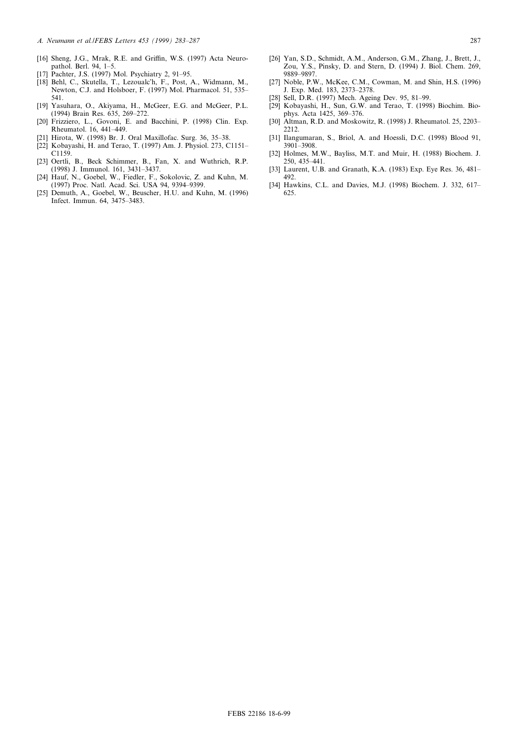[16] Sheng, J.G., Mrak, R.E. and Griffin, W.S. (1997) Acta Neuropathol. Berl. 94, 1–5.

[17] Pachter, J.S. (1997) Mol. Psychiatry 2, 91–95.

[18] Behl, C., Skutella, T., Lezoualc'h, F., Post, A., Widmann, M., Newton, C.J. and Holsboer, F. (1997) Mol. Pharmacol. 51, 535–541.

[19] Yasuhara, O., Akiyama, H., McGeer, E.G. and McGeer, P.L. (1994) Brain Res. 635, 269–272.

[20] Frizziero, L., Govoni, E. and Bacchini, P. (1998) Clin. Exp. Rheumatol. 16, 441–449.

[21] Hirota, W. (1998) Br. J. Oral Maxillofac. Surg. 36, 35–38.

[22] Kobayashi, H. and Terao, T. (1997) Am. J. Physiol. 273, C1151–C1159.

[23] Oertli, B., Beck Schimmer, B., Fan, X. and Wuthrich, R.P. (1998) J. Immunol. 161, 3431–3437.

[24] Hauf, N., Goebel, W., Fiedler, F., Sokolovic, Z. and Kuhn, M. (1997) Proc. Natl. Acad. Sci. USA 94, 9394–9399.

[25] Demuth, A., Goebel, W., Beuscher, H.U. and Kuhn, M. (1996) Infect. Immun. 64, 3475–3483.

[26] Yan, S.D., Schmidt, A.M., Anderson, G.M., Zhang, J., Brett, J., Zou, Y.S., Pinsky, D. and Stern, D. (1994) J. Biol. Chem. 269, 9889–9897.

[27] Noble, P.W., McKee, C.M., Cowman, M. and Shin, H.S. (1996) J. Exp. Med. 183, 2373–2378.

[28] Sell, D.R. (1997) Mech. Ageing Dev. 95, 81–99.

[29] Kobayashi, H., Sun, G.W. and Terao, T. (1998) Biochim. Biophys. Acta 1425, 369–376.

[30] Altman, R.D. and Moskowitz, R. (1998) J. Rheumatol. 25, 2203–2212.

[31] Ilangumaran, S., Briol, A. and Hoessli, D.C. (1998) Blood 91, 3901–3908.

[32] Holmes, M.W., Bayliss, M.T. and Muir, H. (1988) Biochem. J. 250, 435–441.

[33] Laurent, U.B. and Granath, K.A. (1983) Exp. Eye Res. 36, 481–492.

[34] Hawkins, C.L. and Davies, M.J. (1998) Biochem. J. 332, 617–625.